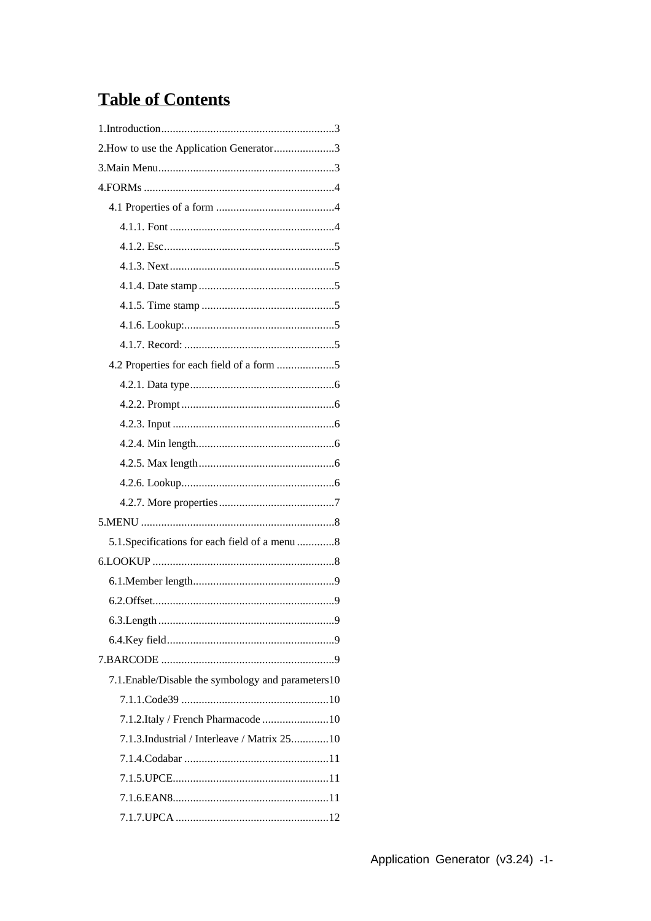# Table of Contents

1.Introduction....................................................3

2.How to use the Application Generator.....................3

3.Main Menu....................................................3

4.FORMs ....................................................4

- 4.1 Properties of a form .........................................4
  - 4.1.1. Font .........................................................4
  - 4.1.2. Esc...........................................................5
  - 4.1.3. Next.........................................................5
  - 4.1.4. Date stamp ...............................................5
  - 4.1.5. Time stamp ..............................................5
  - 4.1.6. Lookup:....................................................5
  - 4.1.7. Record: ....................................................5
- 4.2 Properties for each field of a form ....................5
  - 4.2.1. Data type..................................................6
  - 4.2.2. Prompt .....................................................6
  - 4.2.3. Input ........................................................6
  - 4.2.4. Min length................................................6
  - 4.2.5. Max length...............................................6
  - 4.2.6. Lookup.....................................................6
  - 4.2.7. More properties........................................7

5.MENU ....................................................8

- 5.1.Specifications for each field of a menu .............8

6.LOOKUP ....................................................8

- 6.1.Member length.................................................9
- 6.2.Offset..............................................................9
- 6.3.Length ............................................................9
- 6.4.Key field..........................................................9

7.BARCODE ....................................................9

- 7.1.Enable/Disable the symbology and parameters10
  - 7.1.1.Code39 ...................................................10
  - 7.1.2.Italy / French Pharmacode .......................10
  - 7.1.3.Industrial / Interleave / Matrix 25.............10
  - 7.1.4.Codabar ..................................................11
  - 7.1.5.UPCE......................................................11
  - 7.1.6.EAN8......................................................11
  - 7.1.7.UPCA .....................................................12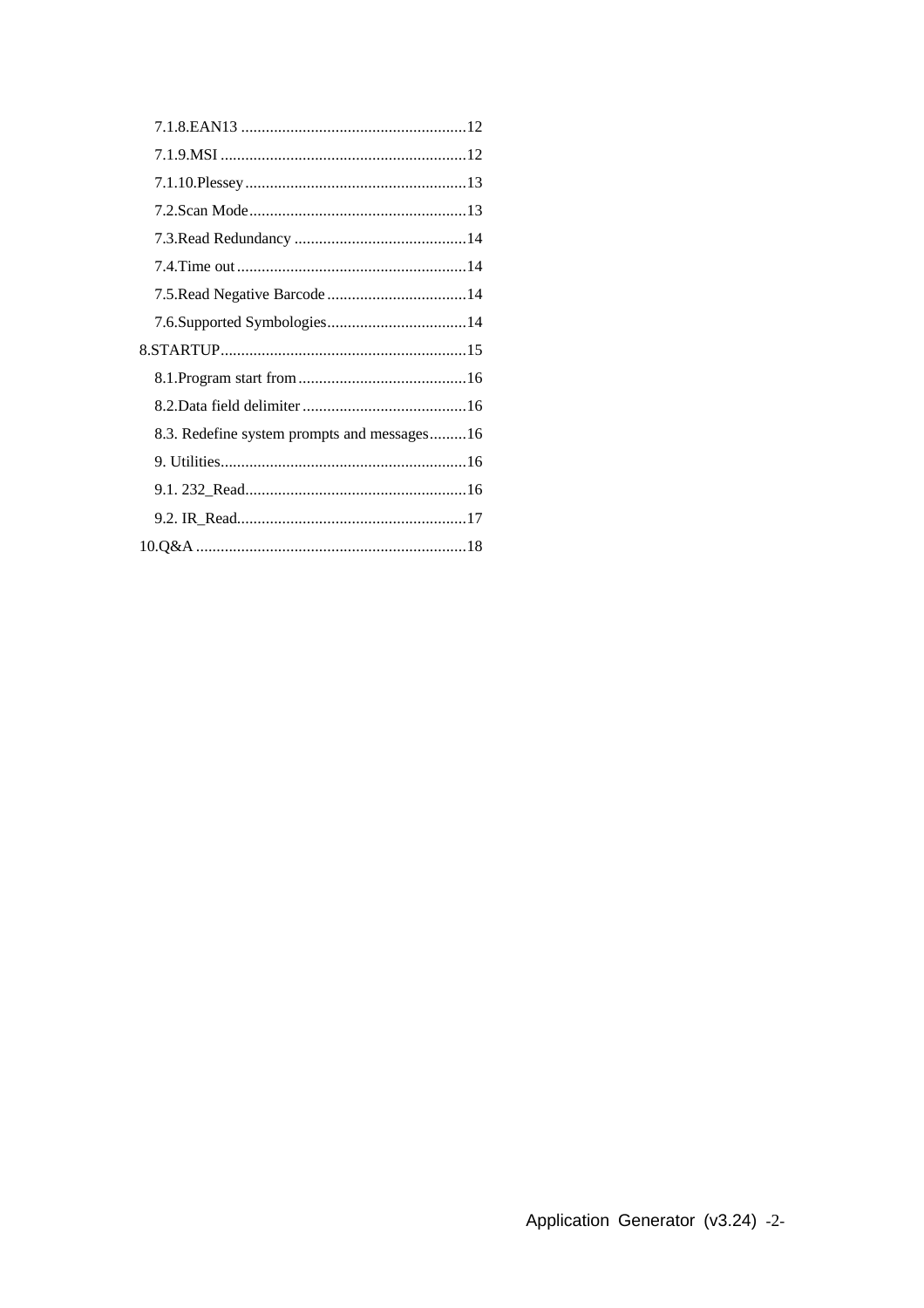7.1.8.EAN13 .......................................................12

7.1.9.MSI ............................................................12

7.1.10.Plessey ......................................................13

7.2.Scan Mode.....................................................13

7.3.Read Redundancy ..........................................14

7.4.Time out ........................................................14

7.5.Read Negative Barcode ..................................14

7.6.Supported Symbologies..................................14

8.STARTUP............................................................15

8.1.Program start from .........................................16

8.2.Data field delimiter ........................................16

8.3. Redefine system prompts and messages.........16

9. Utilities............................................................16

9.1. 232_Read......................................................16

9.2. IR_Read........................................................17

10.Q&A ..................................................................18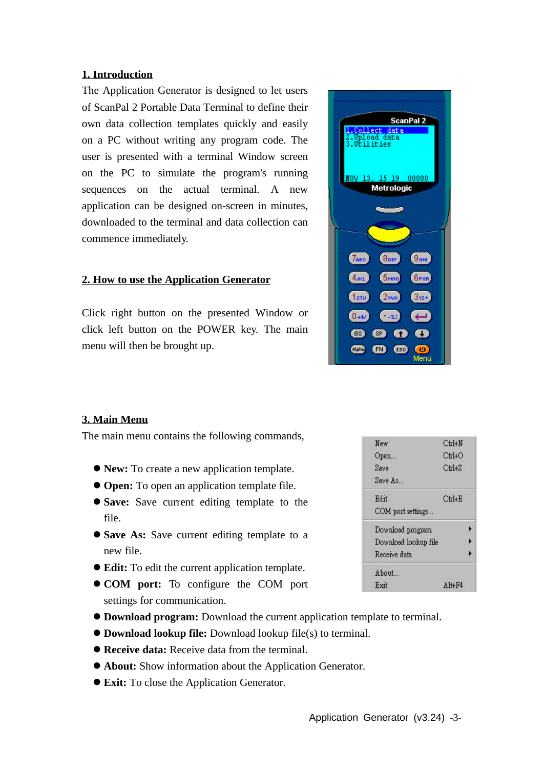## 1. Introduction

The Application Generator is designed to let users of ScanPal 2 Portable Data Terminal to define their own data collection templates quickly and easily on a PC without writing any program code. The user is presented with a terminal Window screen on the PC to simulate the program's running sequences on the actual terminal. A new application can be designed on-screen in minutes, downloaded to the terminal and data collection can commence immediately.

## 2. How to use the Application Generator

Click right button on the presented Window or click left button on the POWER key. The main menu will then be brought up.

## 3. Main Menu

The main menu contains the following commands,

- **New:** To create a new application template.
- **Open:** To open an application template file.
- **Save:** Save current editing template to the file.
- **Save As:** Save current editing template to a new file.
- **Edit:** To edit the current application template.
- **COM port:** To configure the COM port settings for communication.
- **Download program:** Download the current application template to terminal.
- **Download lookup file:** Download lookup file(s) to terminal.
- **Receive data:** Receive data from the terminal.
- **About:** Show information about the Application Generator.
- **Exit:** To close the Application Generator.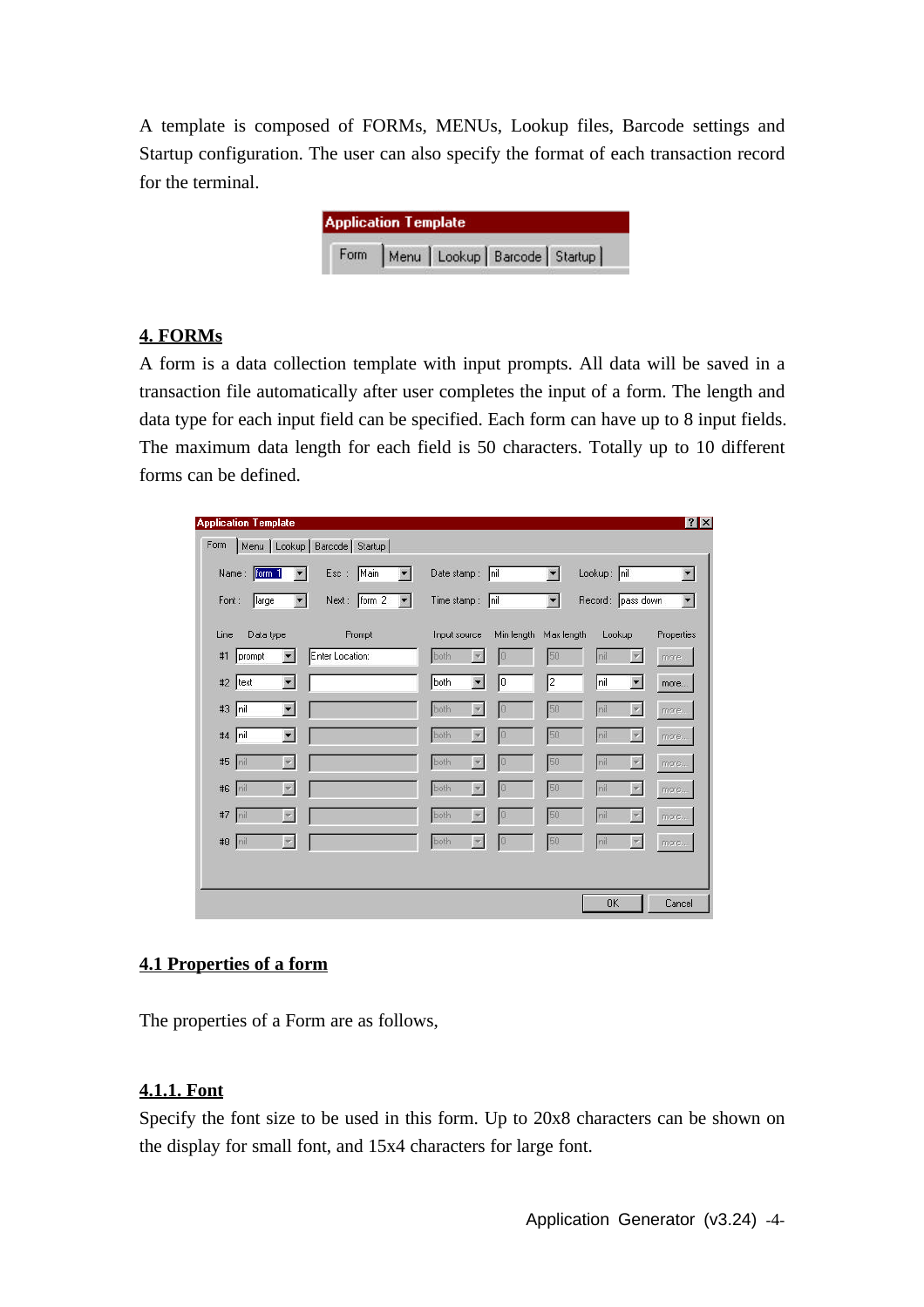A template is composed of FORMs, MENUs, Lookup files, Barcode settings and Startup configuration. The user can also specify the format of each transaction record for the terminal.

## 4. FORMs

A form is a data collection template with input prompts. All data will be saved in a transaction file automatically after user completes the input of a form. The length and data type for each input field can be specified. Each form can have up to 8 input fields. The maximum data length for each field is 50 characters. Totally up to 10 different forms can be defined.

### 4.1 Properties of a form

The properties of a Form are as follows,

#### 4.1.1. Font

Specify the font size to be used in this form. Up to 20x8 characters can be shown on the display for small font, and 15x4 characters for large font.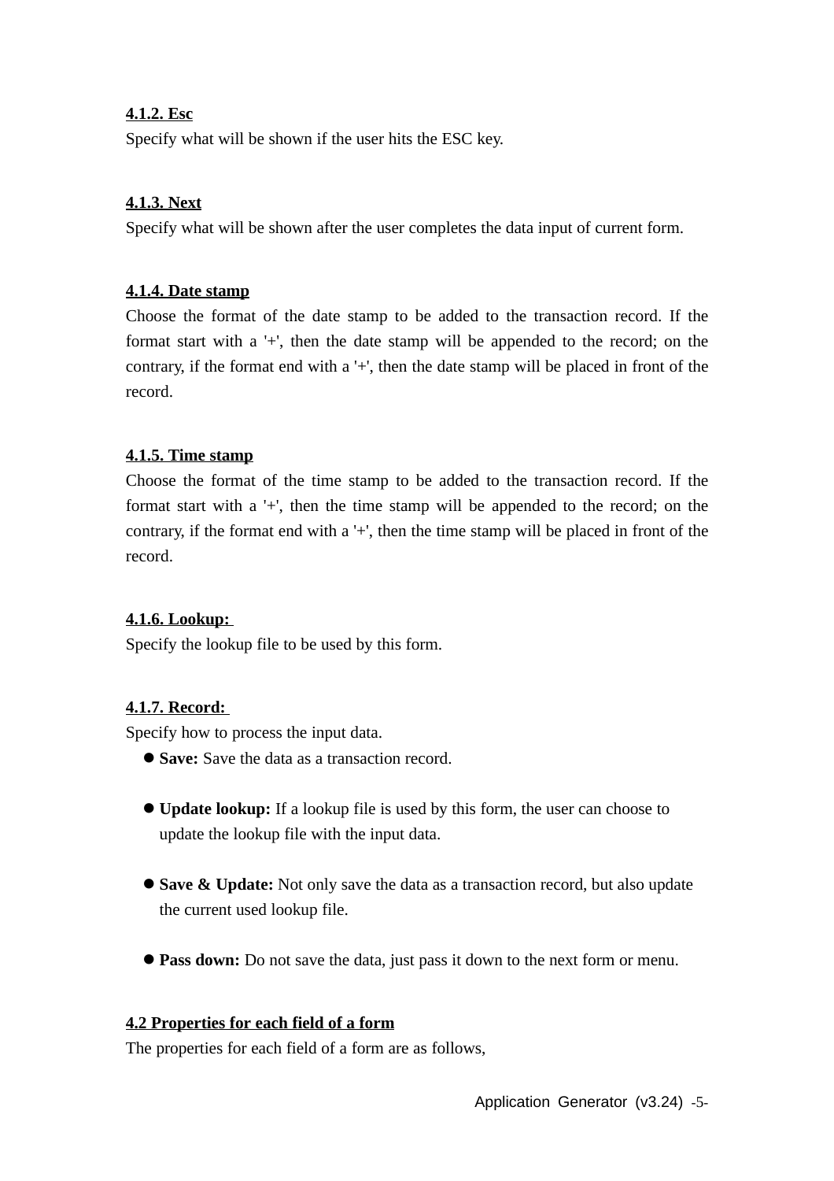#### 4.1.2. Esc

Specify what will be shown if the user hits the ESC key.

#### 4.1.3. Next

Specify what will be shown after the user completes the data input of current form.

#### 4.1.4. Date stamp

Choose the format of the date stamp to be added to the transaction record. If the format start with a '+', then the date stamp will be appended to the record; on the contrary, if the format end with a '+', then the date stamp will be placed in front of the record.

#### 4.1.5. Time stamp

Choose the format of the time stamp to be added to the transaction record. If the format start with a '+', then the time stamp will be appended to the record; on the contrary, if the format end with a '+', then the time stamp will be placed in front of the record.

#### 4.1.6. Lookup:

Specify the lookup file to be used by this form.

#### 4.1.7. Record:

Specify how to process the input data.

- **Save:** Save the data as a transaction record.
- **Update lookup:** If a lookup file is used by this form, the user can choose to update the lookup file with the input data.
- **Save & Update:** Not only save the data as a transaction record, but also update the current used lookup file.
- **Pass down:** Do not save the data, just pass it down to the next form or menu.

### 4.2 Properties for each field of a form

The properties for each field of a form are as follows,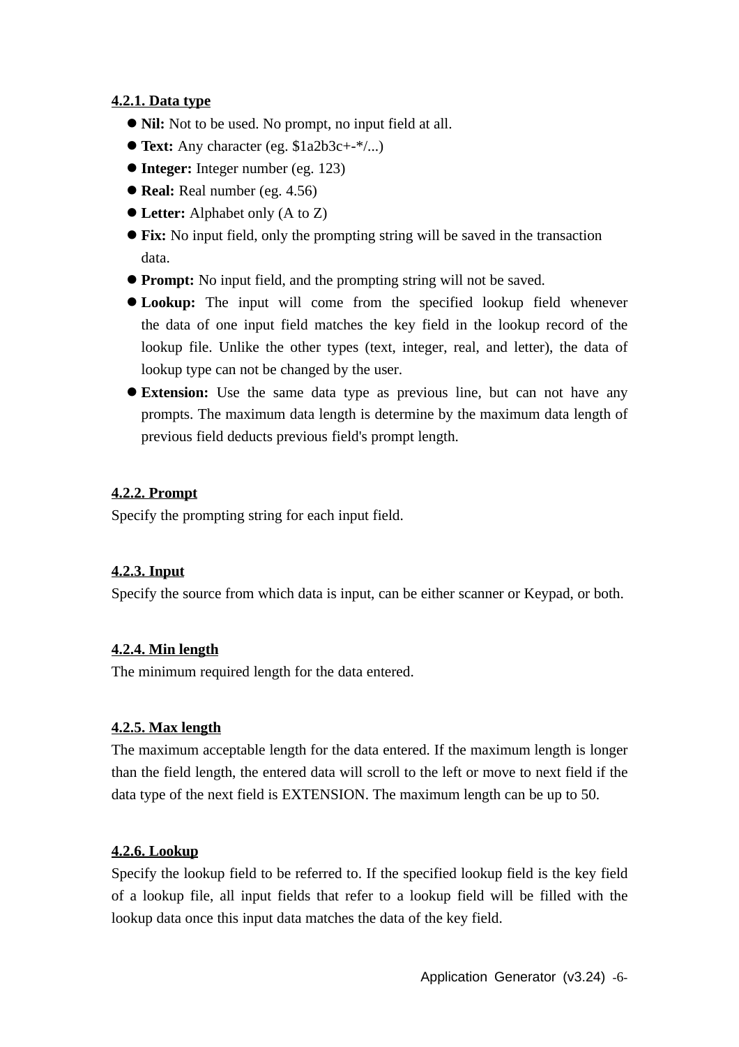#### 4.2.1. Data type

- **Nil:** Not to be used. No prompt, no input field at all.
- **Text:** Any character (eg. $1a2b3c+-*/...)
- **Integer:** Integer number (eg. 123)
- **Real:** Real number (eg. 4.56)
- **Letter:** Alphabet only (A to Z)
- **Fix:** No input field, only the prompting string will be saved in the transaction data.
- **Prompt:** No input field, and the prompting string will not be saved.
- **Lookup:** The input will come from the specified lookup field whenever the data of one input field matches the key field in the lookup record of the lookup file. Unlike the other types (text, integer, real, and letter), the data of lookup type can not be changed by the user.
- **Extension:** Use the same data type as previous line, but can not have any prompts. The maximum data length is determine by the maximum data length of previous field deducts previous field's prompt length.

#### 4.2.2. Prompt

Specify the prompting string for each input field.

#### 4.2.3. Input

Specify the source from which data is input, can be either scanner or Keypad, or both.

#### 4.2.4. Min length

The minimum required length for the data entered.

#### 4.2.5. Max length

The maximum acceptable length for the data entered. If the maximum length is longer than the field length, the entered data will scroll to the left or move to next field if the data type of the next field is EXTENSION. The maximum length can be up to 50.

#### 4.2.6. Lookup

Specify the lookup field to be referred to. If the specified lookup field is the key field of a lookup file, all input fields that refer to a lookup field will be filled with the lookup data once this input data matches the data of the key field.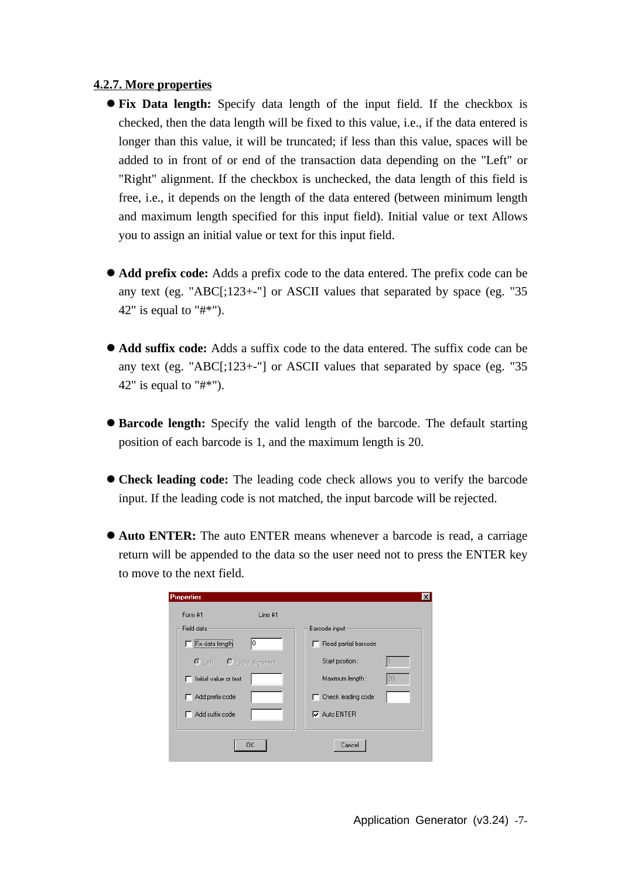### 4.2.7. More properties

- **Fix Data length:** Specify data length of the input field. If the checkbox is checked, then the data length will be fixed to this value, i.e., if the data entered is longer than this value, it will be truncated; if less than this value, spaces will be added to in front of or end of the transaction data depending on the "Left" or "Right" alignment. If the checkbox is unchecked, the data length of this field is free, i.e., it depends on the length of the data entered (between minimum length and maximum length specified for this input field). Initial value or text Allows you to assign an initial value or text for this input field.

- **Add prefix code:** Adds a prefix code to the data entered. The prefix code can be any text (eg. "ABC[;123+-"] or ASCII values that separated by space (eg. "35 42" is equal to "#*").

- **Add suffix code:** Adds a suffix code to the data entered. The suffix code can be any text (eg. "ABC[;123+-"] or ASCII values that separated by space (eg. "35 42" is equal to "#*").

- **Barcode length:** Specify the valid length of the barcode. The default starting position of each barcode is 1, and the maximum length is 20.

- **Check leading code:** The leading code check allows you to verify the barcode input. If the leading code is not matched, the input barcode will be rejected.

- **Auto ENTER:** The auto ENTER means whenever a barcode is read, a carriage return will be appended to the data so the user need not to press the ENTER key to move to the next field.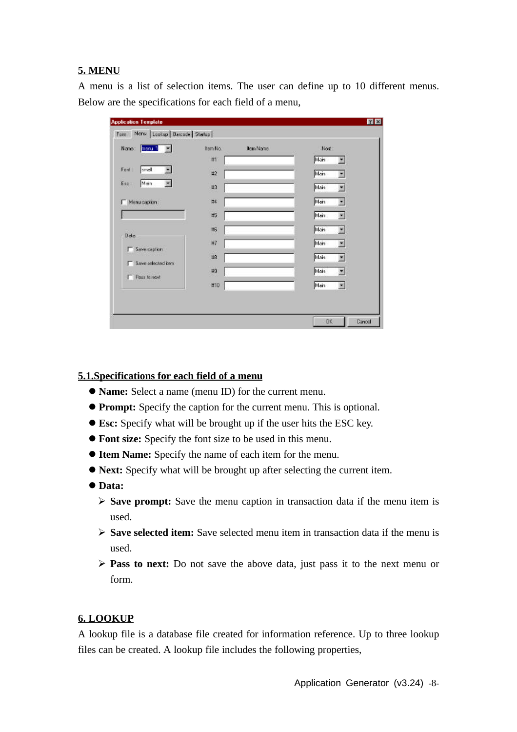## 5. MENU

A menu is a list of selection items. The user can define up to 10 different menus. Below are the specifications for each field of a menu,

### 5.1.Specifications for each field of a menu

- **Name:** Select a name (menu ID) for the current menu.
- **Prompt:** Specify the caption for the current menu. This is optional.
- **Esc:** Specify what will be brought up if the user hits the ESC key.
- **Font size:** Specify the font size to be used in this menu.
- **Item Name:** Specify the name of each item for the menu.
- **Next:** Specify what will be brought up after selecting the current item.
- **Data:**
  - **Save prompt:** Save the menu caption in transaction data if the menu item is used.
  - **Save selected item:** Save selected menu item in transaction data if the menu is used.
  - **Pass to next:** Do not save the above data, just pass it to the next menu or form.

## 6. LOOKUP

A lookup file is a database file created for information reference. Up to three lookup files can be created. A lookup file includes the following properties,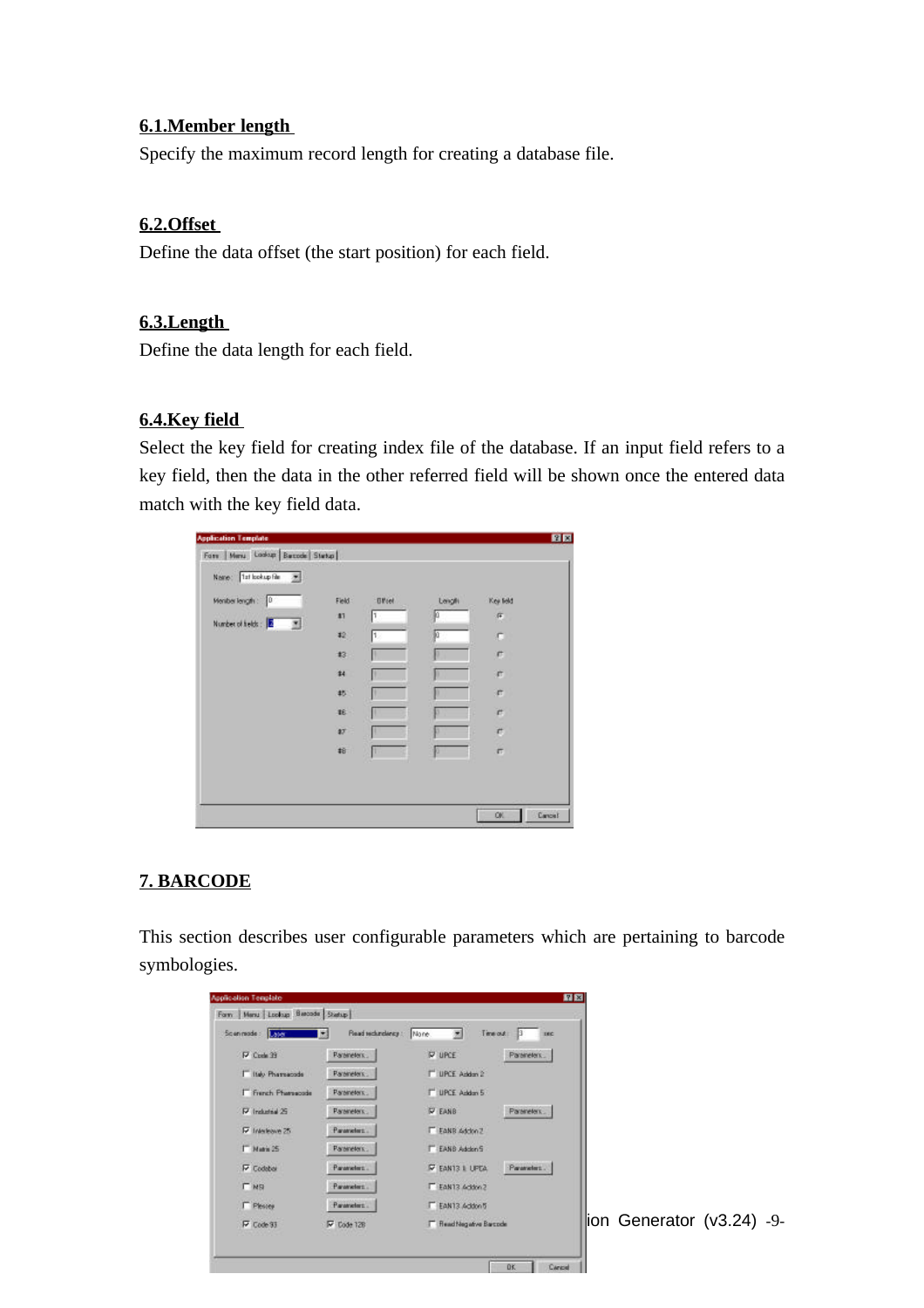## 6.1.Member length

Specify the maximum record length for creating a database file.

## 6.2.Offset

Define the data offset (the start position) for each field.

## 6.3.Length

Define the data length for each field.

## 6.4.Key field

Select the key field for creating index file of the database. If an input field refers to a key field, then the data in the other referred field will be shown once the entered data match with the key field data.

# 7. BARCODE

This section describes user configurable parameters which are pertaining to barcode symbologies.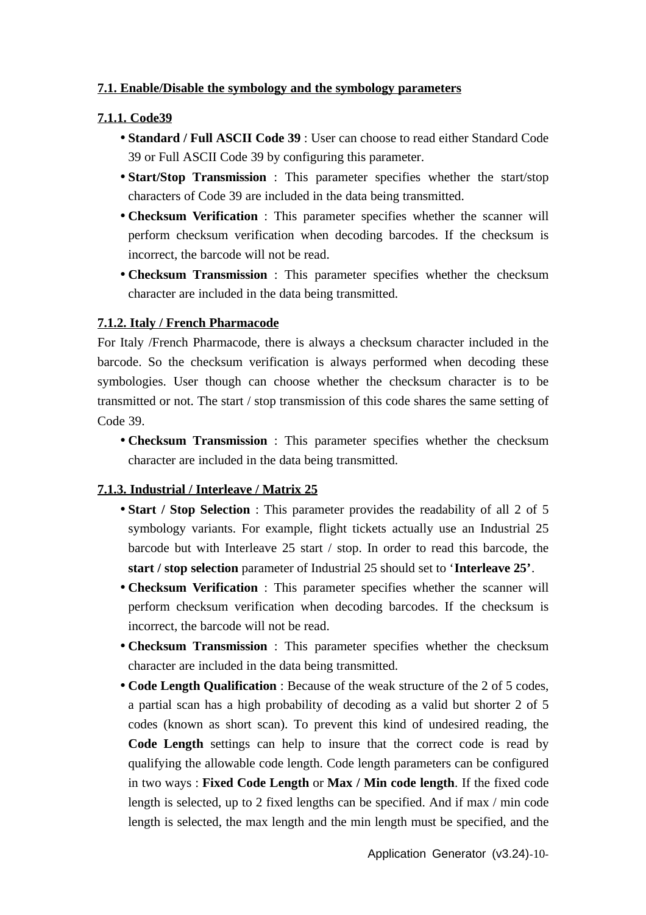### 7.1. Enable/Disable the symbology and the symbology parameters

#### 7.1.1. Code39

- **Standard / Full ASCII Code 39** : User can choose to read either Standard Code 39 or Full ASCII Code 39 by configuring this parameter.
- **Start/Stop Transmission** : This parameter specifies whether the start/stop characters of Code 39 are included in the data being transmitted.
- **Checksum Verification** : This parameter specifies whether the scanner will perform checksum verification when decoding barcodes. If the checksum is incorrect, the barcode will not be read.
- **Checksum Transmission** : This parameter specifies whether the checksum character are included in the data being transmitted.

#### 7.1.2. Italy / French Pharmacode

For Italy /French Pharmacode, there is always a checksum character included in the barcode. So the checksum verification is always performed when decoding these symbologies. User though can choose whether the checksum character is to be transmitted or not. The start / stop transmission of this code shares the same setting of Code 39.

- **Checksum Transmission** : This parameter specifies whether the checksum character are included in the data being transmitted.

#### 7.1.3. Industrial / Interleave / Matrix 25

- **Start / Stop Selection** : This parameter provides the readability of all 2 of 5 symbology variants. For example, flight tickets actually use an Industrial 25 barcode but with Interleave 25 start / stop. In order to read this barcode, the **start / stop selection** parameter of Industrial 25 should set to '**Interleave 25'**.
- **Checksum Verification** : This parameter specifies whether the scanner will perform checksum verification when decoding barcodes. If the checksum is incorrect, the barcode will not be read.
- **Checksum Transmission** : This parameter specifies whether the checksum character are included in the data being transmitted.
- **Code Length Qualification** : Because of the weak structure of the 2 of 5 codes, a partial scan has a high probability of decoding as a valid but shorter 2 of 5 codes (known as short scan). To prevent this kind of undesired reading, the **Code Length** settings can help to insure that the correct code is read by qualifying the allowable code length. Code length parameters can be configured in two ways : **Fixed Code Length** or **Max / Min code length**. If the fixed code length is selected, up to 2 fixed lengths can be specified. And if max / min code length is selected, the max length and the min length must be specified, and the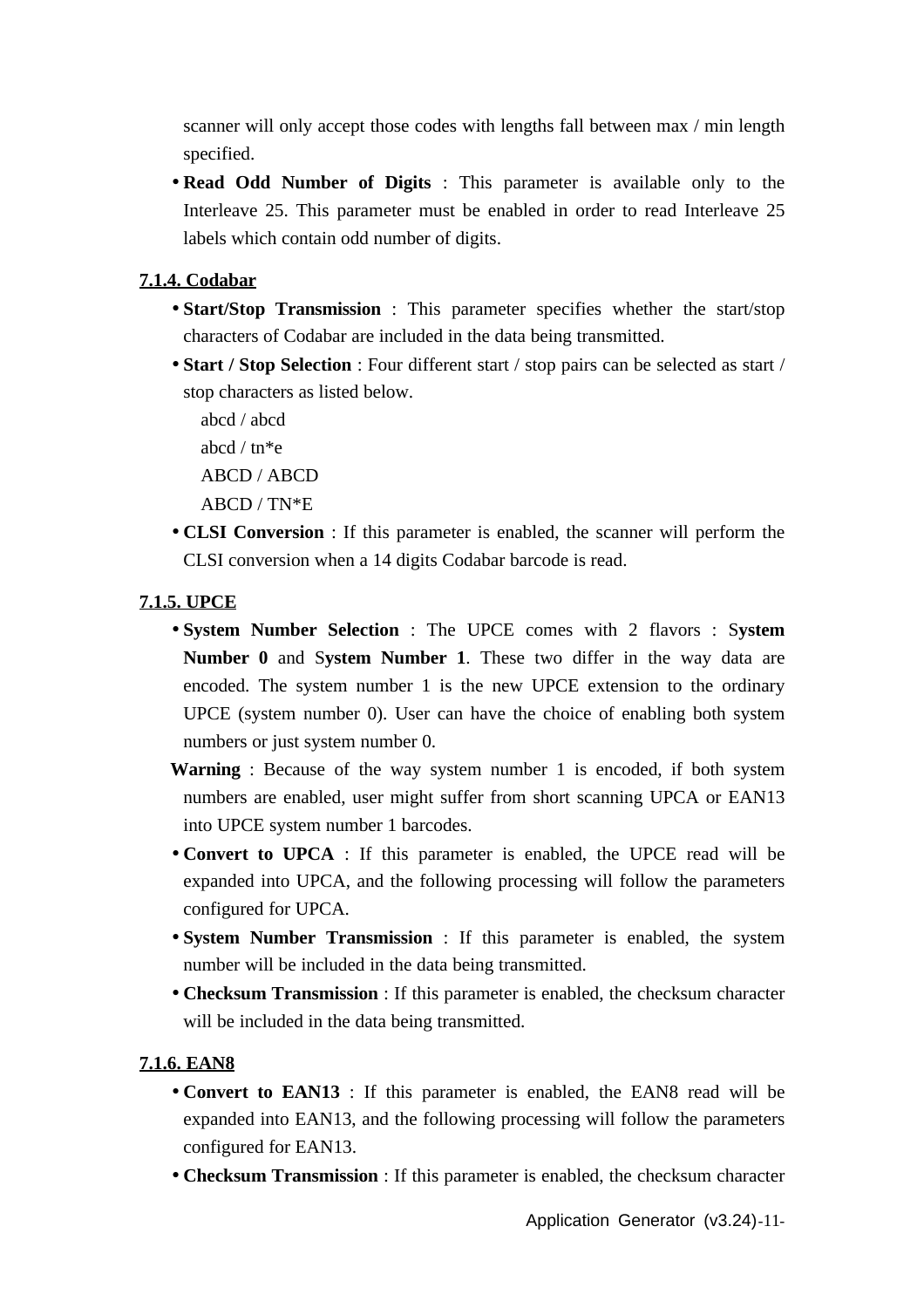scanner will only accept those codes with lengths fall between max / min length specified.

- **Read Odd Number of Digits** : This parameter is available only to the Interleave 25. This parameter must be enabled in order to read Interleave 25 labels which contain odd number of digits.

#### 7.1.4. Codabar

- **Start/Stop Transmission** : This parameter specifies whether the start/stop characters of Codabar are included in the data being transmitted.
- **Start / Stop Selection** : Four different start / stop pairs can be selected as start / stop characters as listed below.

  abcd / abcd

  abcd / tn*e

  ABCD / ABCD

  ABCD / TN*E
- **CLSI Conversion** : If this parameter is enabled, the scanner will perform the CLSI conversion when a 14 digits Codabar barcode is read.

#### 7.1.5. UPCE

- **System Number Selection** : The UPCE comes with 2 flavors : S**ystem Number 0** and S**ystem Number 1**. These two differ in the way data are encoded. The system number 1 is the new UPCE extension to the ordinary UPCE (system number 0). User can have the choice of enabling both system numbers or just system number 0.

**Warning** : Because of the way system number 1 is encoded, if both system numbers are enabled, user might suffer from short scanning UPCA or EAN13 into UPCE system number 1 barcodes.

- **Convert to UPCA** : If this parameter is enabled, the UPCE read will be expanded into UPCA, and the following processing will follow the parameters configured for UPCA.
- **System Number Transmission** : If this parameter is enabled, the system number will be included in the data being transmitted.
- **Checksum Transmission** : If this parameter is enabled, the checksum character will be included in the data being transmitted.

#### 7.1.6. EAN8

- **Convert to EAN13** : If this parameter is enabled, the EAN8 read will be expanded into EAN13, and the following processing will follow the parameters configured for EAN13.
- **Checksum Transmission** : If this parameter is enabled, the checksum character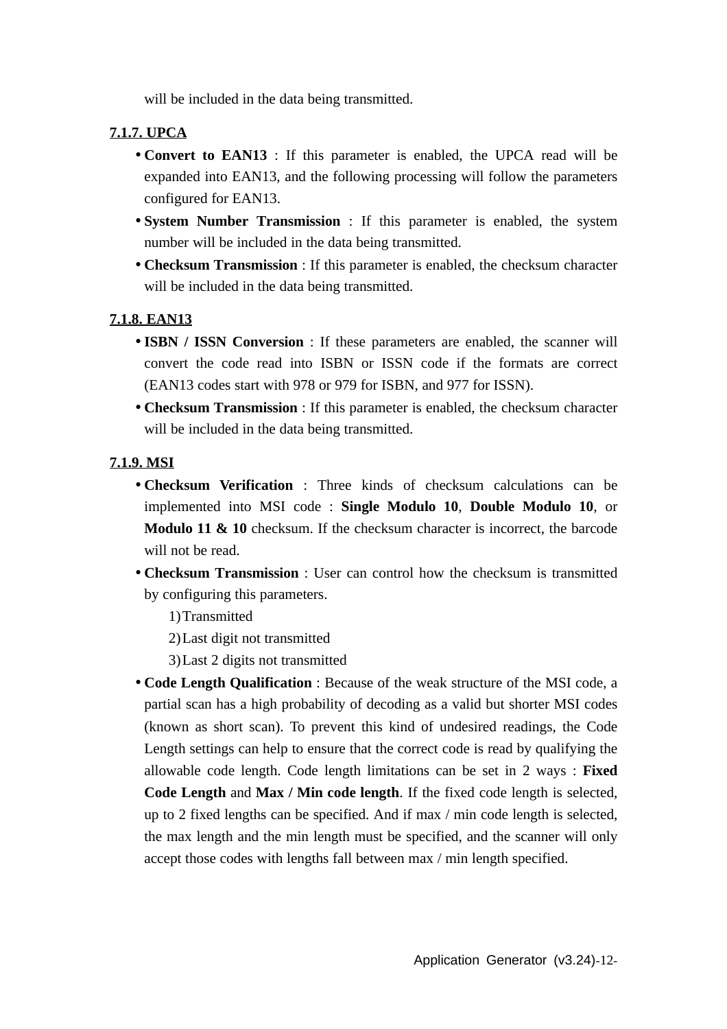will be included in the data being transmitted.

### 7.1.7. UPCA

- **Convert to EAN13** : If this parameter is enabled, the UPCA read will be expanded into EAN13, and the following processing will follow the parameters configured for EAN13.
- **System Number Transmission** : If this parameter is enabled, the system number will be included in the data being transmitted.
- **Checksum Transmission** : If this parameter is enabled, the checksum character will be included in the data being transmitted.

### 7.1.8. EAN13

- **ISBN / ISSN Conversion** : If these parameters are enabled, the scanner will convert the code read into ISBN or ISSN code if the formats are correct (EAN13 codes start with 978 or 979 for ISBN, and 977 for ISSN).
- **Checksum Transmission** : If this parameter is enabled, the checksum character will be included in the data being transmitted.

### 7.1.9. MSI

- **Checksum Verification** : Three kinds of checksum calculations can be implemented into MSI code : **Single Modulo 10**, **Double Modulo 10**, or **Modulo 11 & 10** checksum. If the checksum character is incorrect, the barcode will not be read.
- **Checksum Transmission** : User can control how the checksum is transmitted by configuring this parameters.
    1) Transmitted
    2) Last digit not transmitted
    3) Last 2 digits not transmitted
- **Code Length Qualification** : Because of the weak structure of the MSI code, a partial scan has a high probability of decoding as a valid but shorter MSI codes (known as short scan). To prevent this kind of undesired readings, the Code Length settings can help to ensure that the correct code is read by qualifying the allowable code length. Code length limitations can be set in 2 ways : **Fixed Code Length** and **Max / Min code length**. If the fixed code length is selected, up to 2 fixed lengths can be specified. And if max / min code length is selected, the max length and the min length must be specified, and the scanner will only accept those codes with lengths fall between max / min length specified.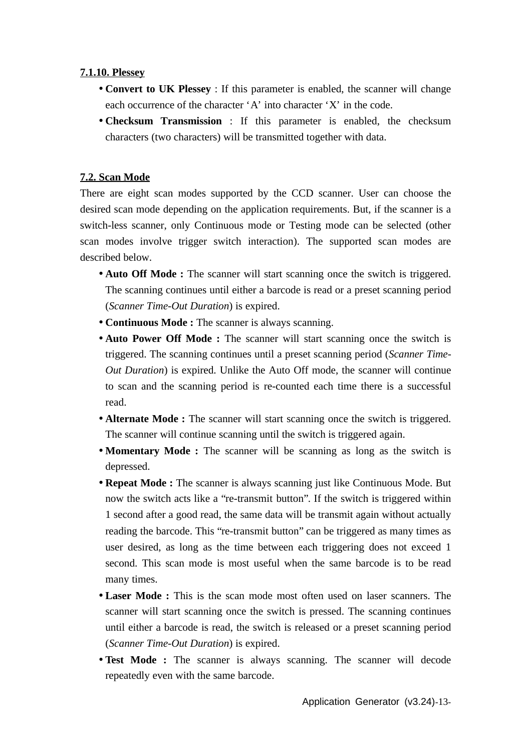#### 7.1.10. Plessey

- **Convert to UK Plessey** : If this parameter is enabled, the scanner will change each occurrence of the character ‘A’ into character ‘X’ in the code.
- **Checksum Transmission** : If this parameter is enabled, the checksum characters (two characters) will be transmitted together with data.

### 7.2. Scan Mode

There are eight scan modes supported by the CCD scanner. User can choose the desired scan mode depending on the application requirements. But, if the scanner is a switch-less scanner, only Continuous mode or Testing mode can be selected (other scan modes involve trigger switch interaction). The supported scan modes are described below.

- **Auto Off Mode :** The scanner will start scanning once the switch is triggered. The scanning continues until either a barcode is read or a preset scanning period (*Scanner Time-Out Duration*) is expired.
- **Continuous Mode :** The scanner is always scanning.
- **Auto Power Off Mode :** The scanner will start scanning once the switch is triggered. The scanning continues until a preset scanning period (*Scanner Time-Out Duration*) is expired. Unlike the Auto Off mode, the scanner will continue to scan and the scanning period is re-counted each time there is a successful read.
- **Alternate Mode :** The scanner will start scanning once the switch is triggered. The scanner will continue scanning until the switch is triggered again.
- **Momentary Mode :** The scanner will be scanning as long as the switch is depressed.
- **Repeat Mode :** The scanner is always scanning just like Continuous Mode. But now the switch acts like a “re-transmit button”. If the switch is triggered within 1 second after a good read, the same data will be transmit again without actually reading the barcode. This “re-transmit button” can be triggered as many times as user desired, as long as the time between each triggering does not exceed 1 second. This scan mode is most useful when the same barcode is to be read many times.
- **Laser Mode :** This is the scan mode most often used on laser scanners. The scanner will start scanning once the switch is pressed. The scanning continues until either a barcode is read, the switch is released or a preset scanning period (*Scanner Time-Out Duration*) is expired.
- **Test Mode :** The scanner is always scanning. The scanner will decode repeatedly even with the same barcode.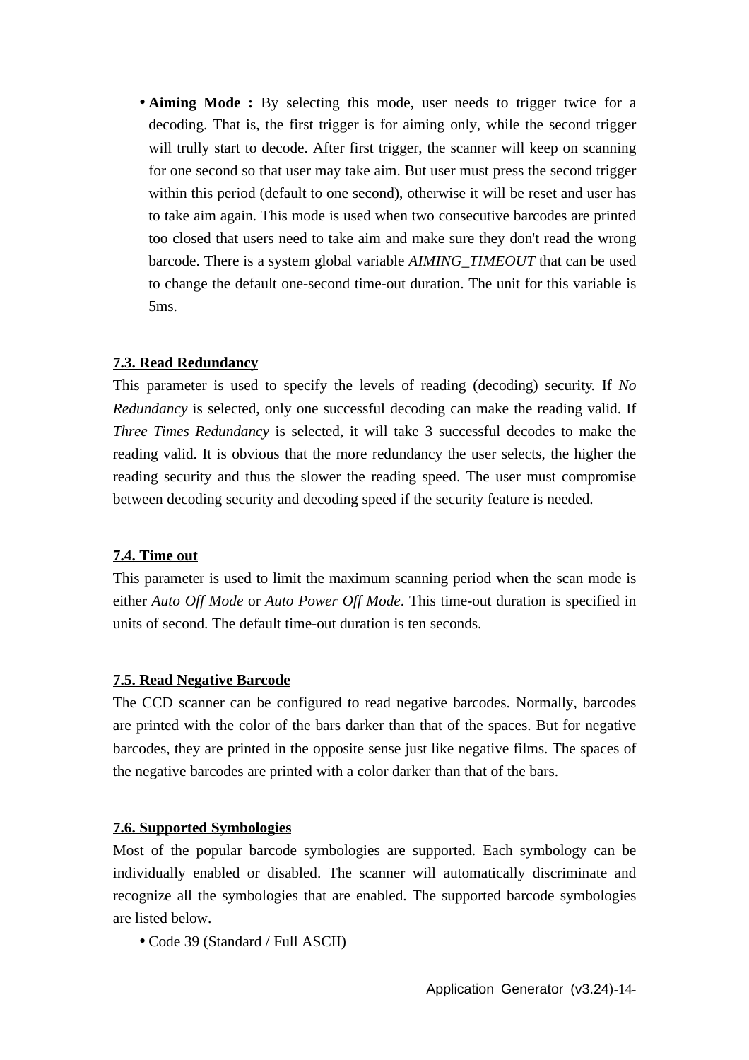- **Aiming Mode :** By selecting this mode, user needs to trigger twice for a decoding. That is, the first trigger is for aiming only, while the second trigger will trully start to decode. After first trigger, the scanner will keep on scanning for one second so that user may take aim. But user must press the second trigger within this period (default to one second), otherwise it will be reset and user has to take aim again. This mode is used when two consecutive barcodes are printed too closed that users need to take aim and make sure they don't read the wrong barcode. There is a system global variable *AIMING_TIMEOUT* that can be used to change the default one-second time-out duration. The unit for this variable is 5ms.

## 7.3. Read Redundancy

This parameter is used to specify the levels of reading (decoding) security. If *No Redundancy* is selected, only one successful decoding can make the reading valid. If *Three Times Redundancy* is selected, it will take 3 successful decodes to make the reading valid. It is obvious that the more redundancy the user selects, the higher the reading security and thus the slower the reading speed. The user must compromise between decoding security and decoding speed if the security feature is needed.

## 7.4. Time out

This parameter is used to limit the maximum scanning period when the scan mode is either *Auto Off Mode* or *Auto Power Off Mode*. This time-out duration is specified in units of second. The default time-out duration is ten seconds.

## 7.5. Read Negative Barcode

The CCD scanner can be configured to read negative barcodes. Normally, barcodes are printed with the color of the bars darker than that of the spaces. But for negative barcodes, they are printed in the opposite sense just like negative films. The spaces of the negative barcodes are printed with a color darker than that of the bars.

## 7.6. Supported Symbologies

Most of the popular barcode symbologies are supported. Each symbology can be individually enabled or disabled. The scanner will automatically discriminate and recognize all the symbologies that are enabled. The supported barcode symbologies are listed below.

- Code 39 (Standard / Full ASCII)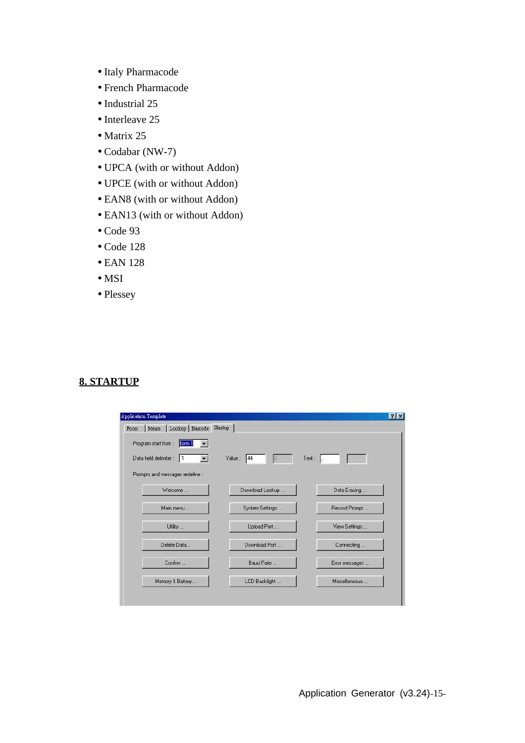- Italy Pharmacode
- French Pharmacode
- Industrial 25
- Interleave 25
- Matrix 25
- Codabar (NW-7)
- UPCA (with or without Addon)
- UPCE (with or without Addon)
- EAN8 (with or without Addon)
- EAN13 (with or without Addon)
- Code 93
- Code 128
- EAN 128
- MSI
- Plessey

## 8. STARTUP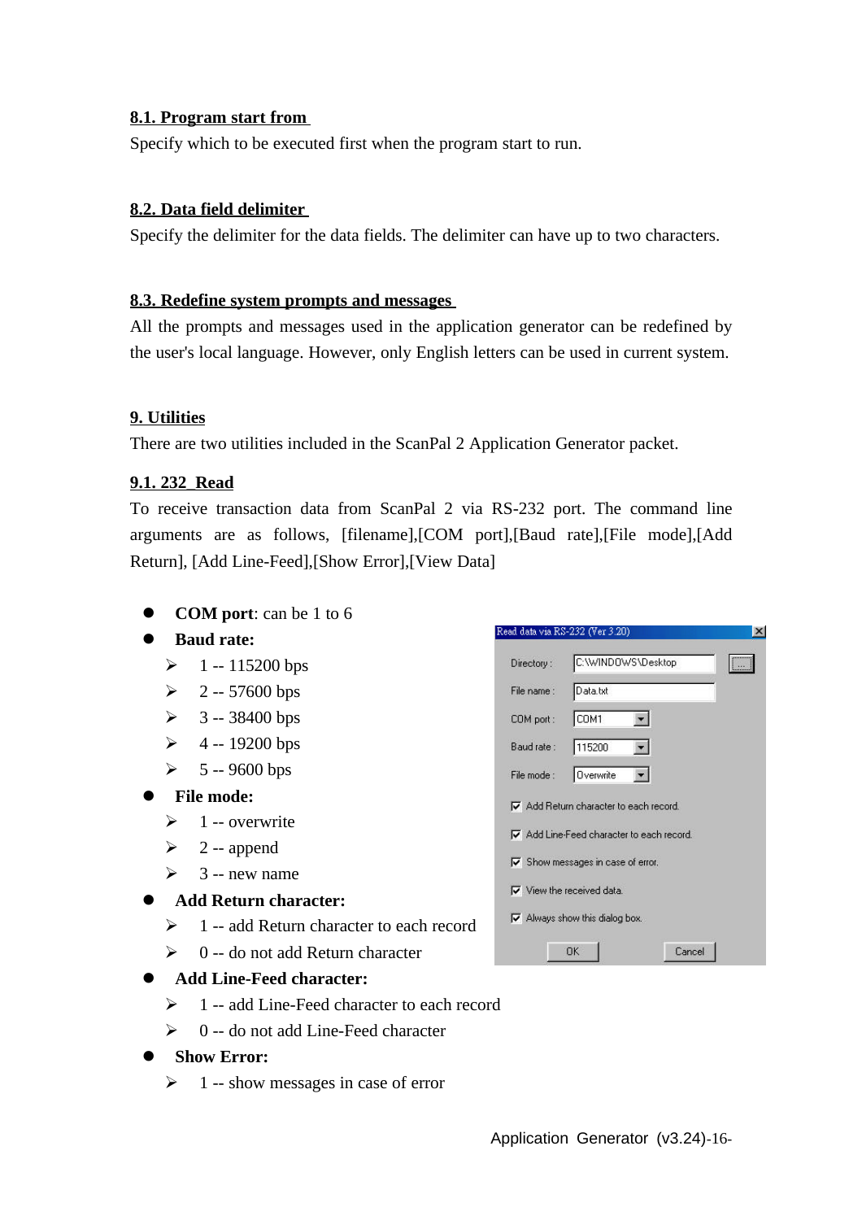## 8.1. Program start from

Specify which to be executed first when the program start to run.

## 8.2. Data field delimiter

Specify the delimiter for the data fields. The delimiter can have up to two characters.

## 8.3. Redefine system prompts and messages

All the prompts and messages used in the application generator can be redefined by the user's local language. However, only English letters can be used in current system.

# 9. Utilities

There are two utilities included in the ScanPal 2 Application Generator packet.

## 9.1. 232_Read

To receive transaction data from ScanPal 2 via RS-232 port. The command line arguments are as follows, [filename],[COM port],[Baud rate],[File mode],[Add Return], [Add Line-Feed],[Show Error],[View Data]

- **COM port**: can be 1 to 6
- **Baud rate:**
  - 1 -- 115200 bps
  - 2 -- 57600 bps
  - 3 -- 38400 bps
  - 4 -- 19200 bps
  - 5 -- 9600 bps
- **File mode:**
  - 1 -- overwrite
  - 2 -- append
  - 3 -- new name
- **Add Return character:**
  - 1 -- add Return character to each record
  - 0 -- do not add Return character
- **Add Line-Feed character:**
  - 1 -- add Line-Feed character to each record
  - 0 -- do not add Line-Feed character
- **Show Error:**
  - 1 -- show messages in case of error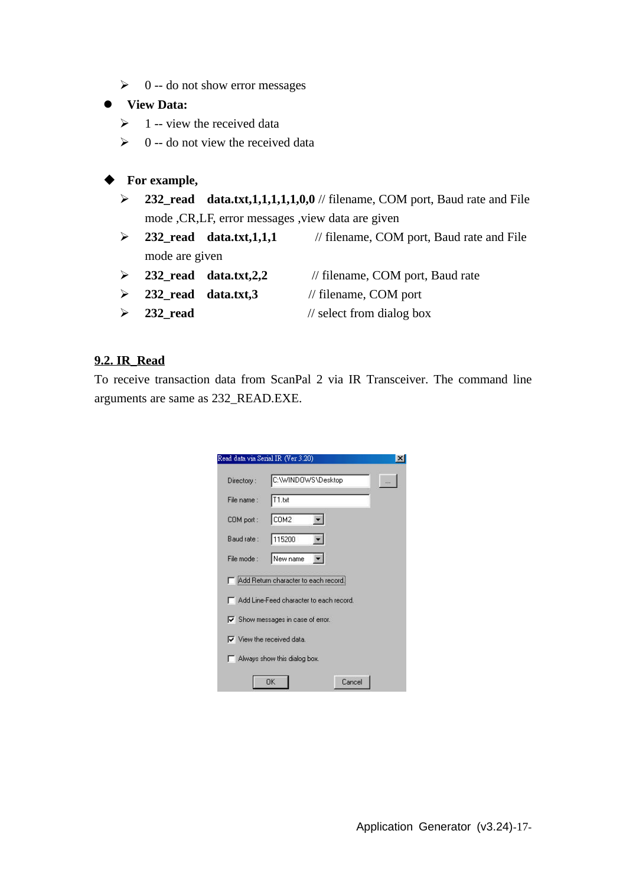- 0 -- do not show error messages

- **View Data:**
  - 1 -- view the received data
  - 0 -- do not view the received data

- **For example,**
  - **232_read data.txt,1,1,1,1,1,0,0** // filename, COM port, Baud rate and File mode ,CR,LF, error messages ,view data are given
  - **232_read data.txt,1,1,1** // filename, COM port, Baud rate and File mode are given
  - **232_read data.txt,2,2** // filename, COM port, Baud rate
  - **232_read data.txt,3** // filename, COM port
  - **232_read** // select from dialog box

## 9.2. IR_Read

To receive transaction data from ScanPal 2 via IR Transceiver. The command line arguments are same as 232_READ.EXE.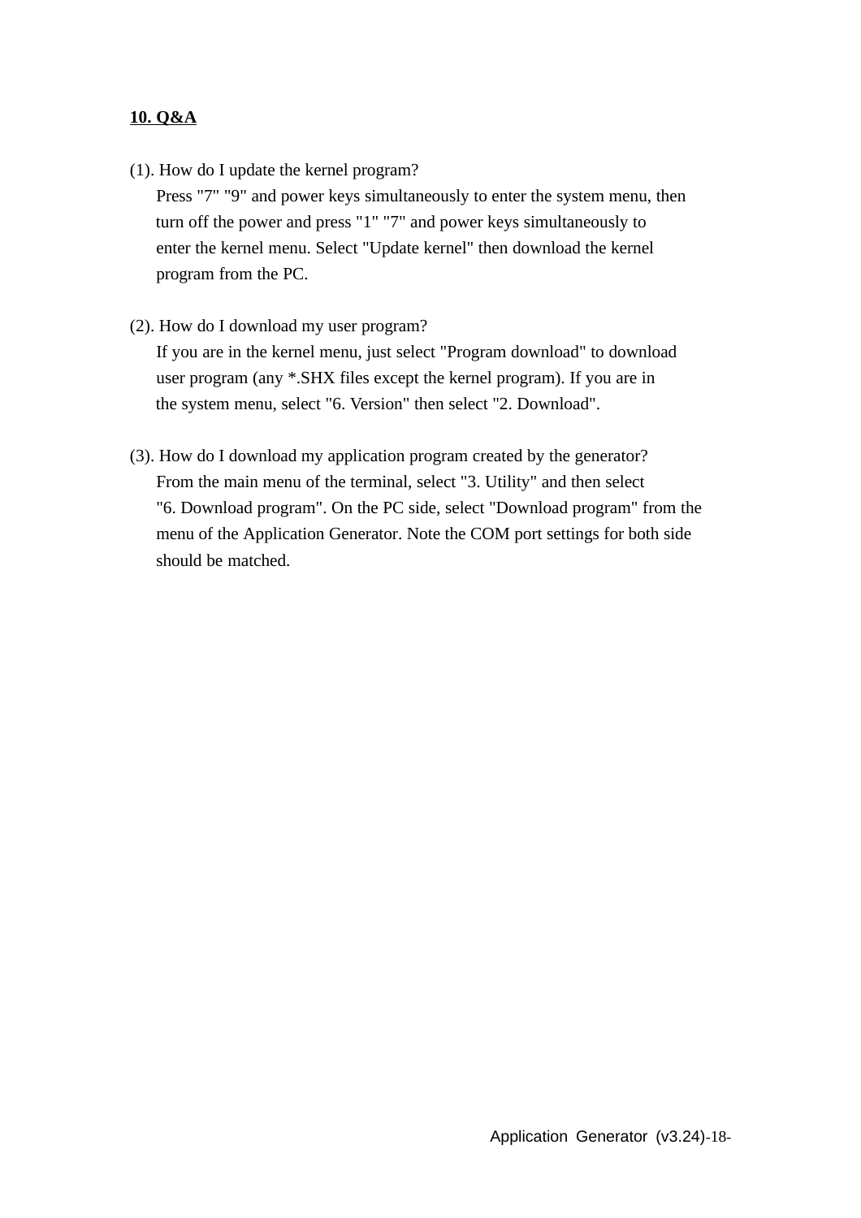## 10. Q&A

(1). How do I update the kernel program?

Press "7" "9" and power keys simultaneously to enter the system menu, then turn off the power and press "1" "7" and power keys simultaneously to enter the kernel menu. Select "Update kernel" then download the kernel program from the PC.

(2). How do I download my user program?

If you are in the kernel menu, just select "Program download" to download user program (any *.SHX files except the kernel program). If you are in the system menu, select "6. Version" then select "2. Download".

(3). How do I download my application program created by the generator?

From the main menu of the terminal, select "3. Utility" and then select "6. Download program". On the PC side, select "Download program" from the menu of the Application Generator. Note the COM port settings for both side should be matched.